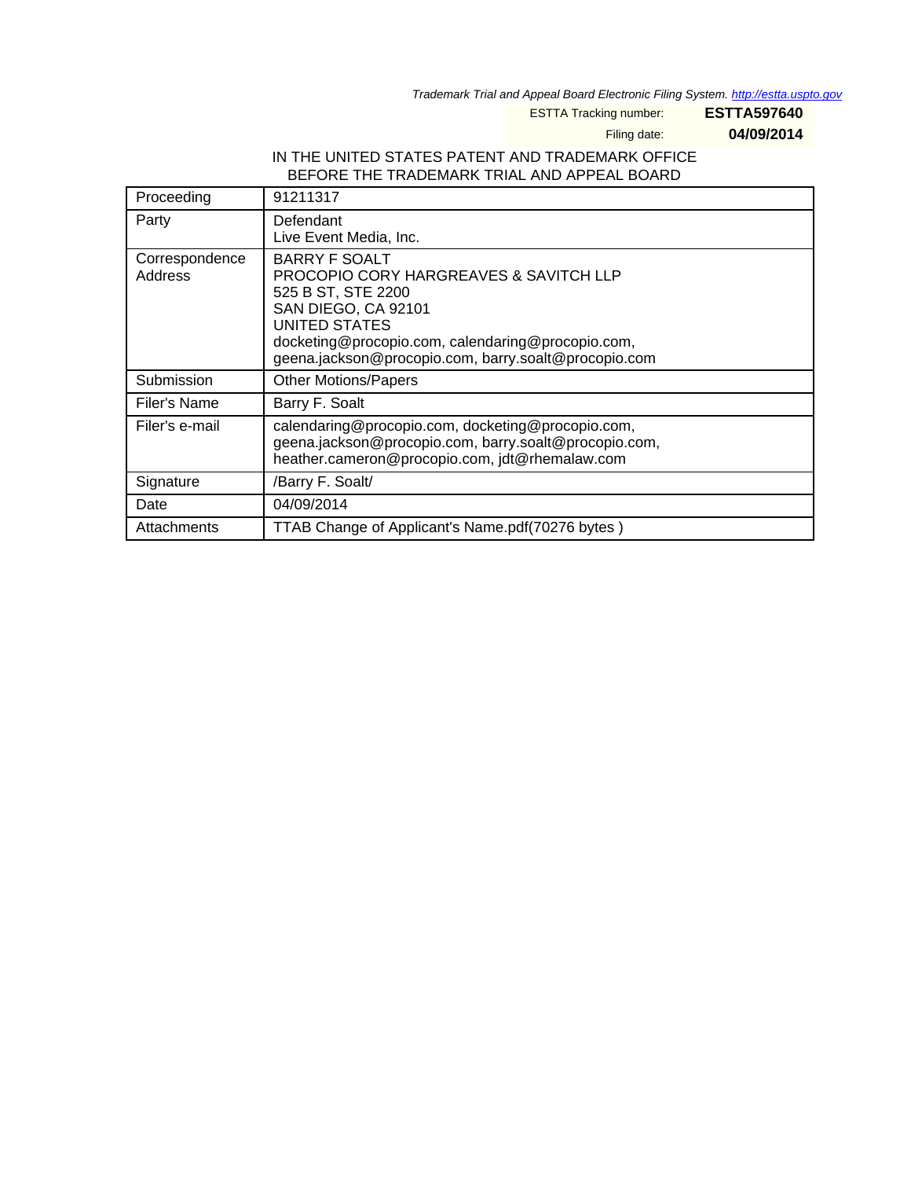*Trademark Trial and Appeal Board Electronic Filing System. http://estta.uspto.gov*

ESTTA Tracking number: **ESTTA597640**

Filing date: **04/09/2014**

IN THE UNITED STATES PATENT AND TRADEMARK OFFICE
BEFORE THE TRADEMARK TRIAL AND APPEAL BOARD

| | |
|---|---|
| Proceeding | 91211317 |
| Party | Defendant<br>Live Event Media, Inc. |
| Correspondence Address | BARRY F SOALT<br>PROCOPIO CORY HARGREAVES & SAVITCH LLP<br>525 B ST, STE 2200<br>SAN DIEGO, CA 92101<br>UNITED STATES<br>docketing@procopio.com, calendaring@procopio.com,<br>geena.jackson@procopio.com, barry.soalt@procopio.com |
| Submission | Other Motions/Papers |
| Filer's Name | Barry F. Soalt |
| Filer's e-mail | calendaring@procopio.com, docketing@procopio.com,<br>geena.jackson@procopio.com, barry.soalt@procopio.com,<br>heather.cameron@procopio.com, jdt@rhemalaw.com |
| Signature | /Barry F. Soalt/ |
| Date | 04/09/2014 |
| Attachments | TTAB Change of Applicant's Name.pdf(70276 bytes ) |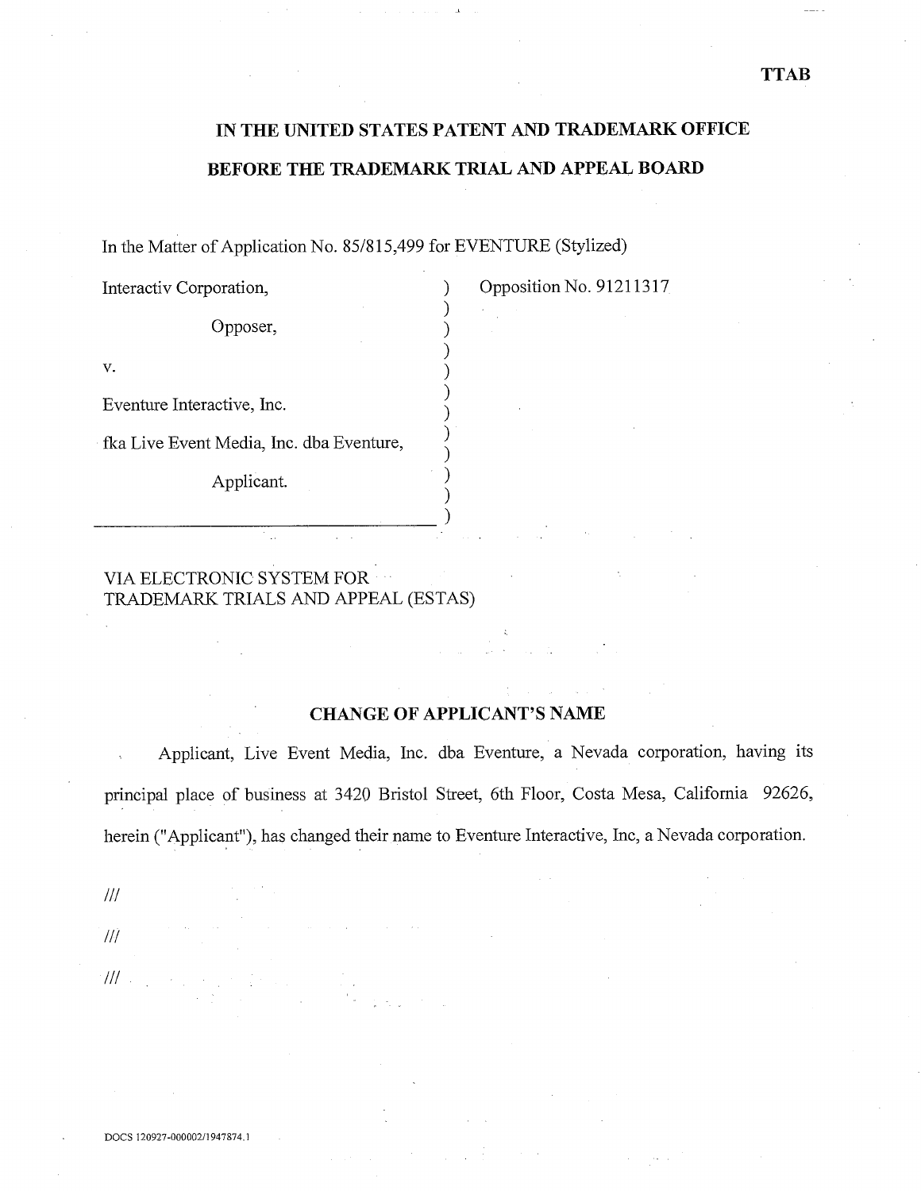**TTAB**

## IN THE UNITED STATES PATENT AND TRADEMARK OFFICE

## BEFORE THE TRADEMARK TRIAL AND APPEAL BOARD

In the Matter of Application No. 85/815,499 for EVENTURE (Stylized)

| | |
|---|---|
| Interactiv Corporation,<br><br>Opposer,<br><br>v.<br><br>Eventure Interactive, Inc.<br><br>fka Live Event Media, Inc. dba Eventure,<br><br>Applicant. | Opposition No. 91211317 |

VIA ELECTRONIC SYSTEM FOR TRADEMARK TRIALS AND APPEAL (ESTAS)

### CHANGE OF APPLICANT'S NAME

Applicant, Live Event Media, Inc. dba Eventure, a Nevada corporation, having its principal place of business at 3420 Bristol Street, 6th Floor, Costa Mesa, California 92626, herein ("Applicant"), has changed their name to Eventure Interactive, Inc, a Nevada corporation.

///

///

///

DOCS 120927-000002/1947874.1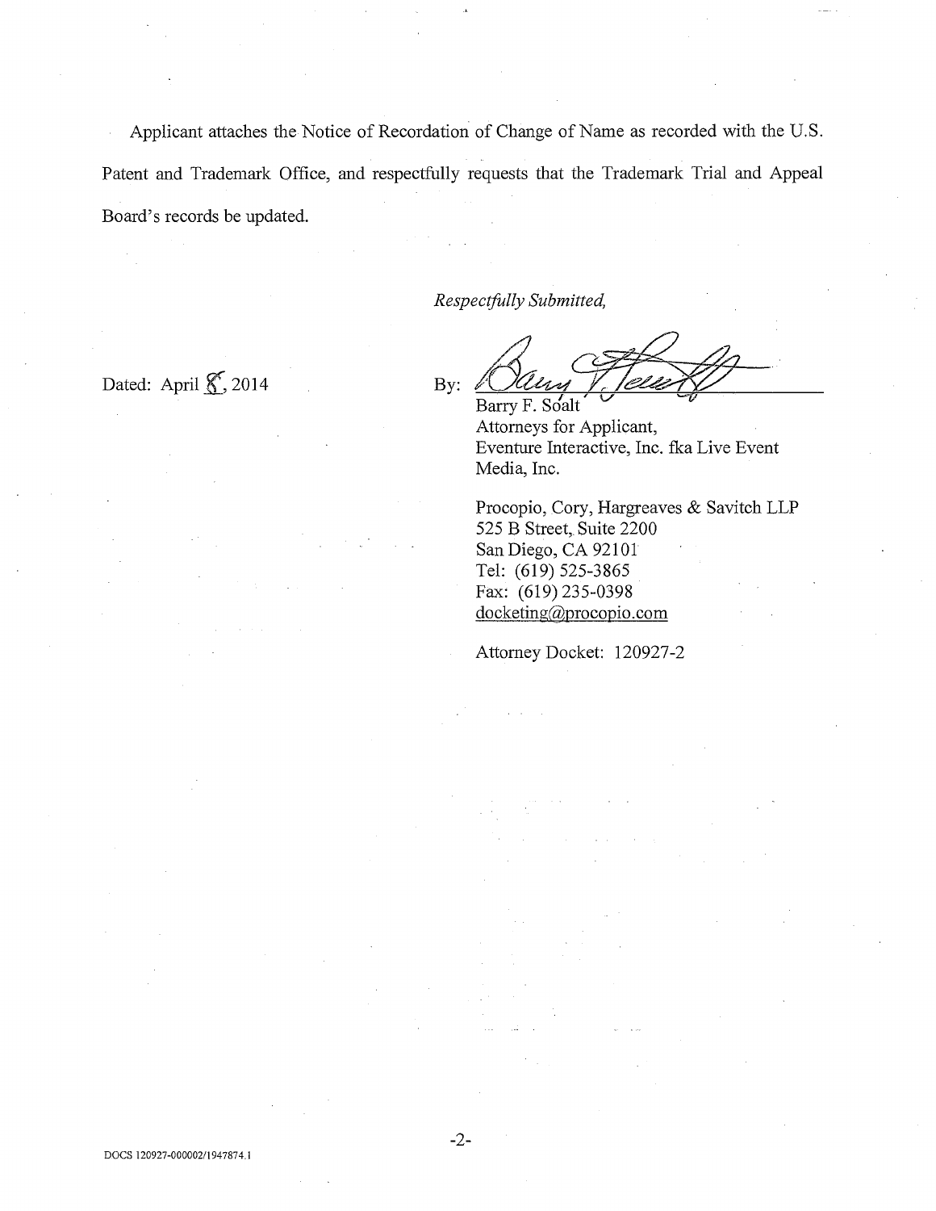Applicant attaches the Notice of Recordation of Change of Name as recorded with the U.S. Patent and Trademark Office, and respectfully requests that the Trademark Trial and Appeal Board's records be updated.

*Respectfully Submitted,*

Dated: April 8, 2014

By: ______________________

Barry F. Soalt
Attorneys for Applicant,
Eventure Interactive, Inc. fka Live Event Media, Inc.

Procopio, Cory, Hargreaves & Savitch LLP
525 B Street, Suite 2200
San Diego, CA 92101
Tel: (619) 525-3865
Fax: (619) 235-0398
docketing@procopio.com

Attorney Docket: 120927-2

DOCS 120927-000002/1947874.1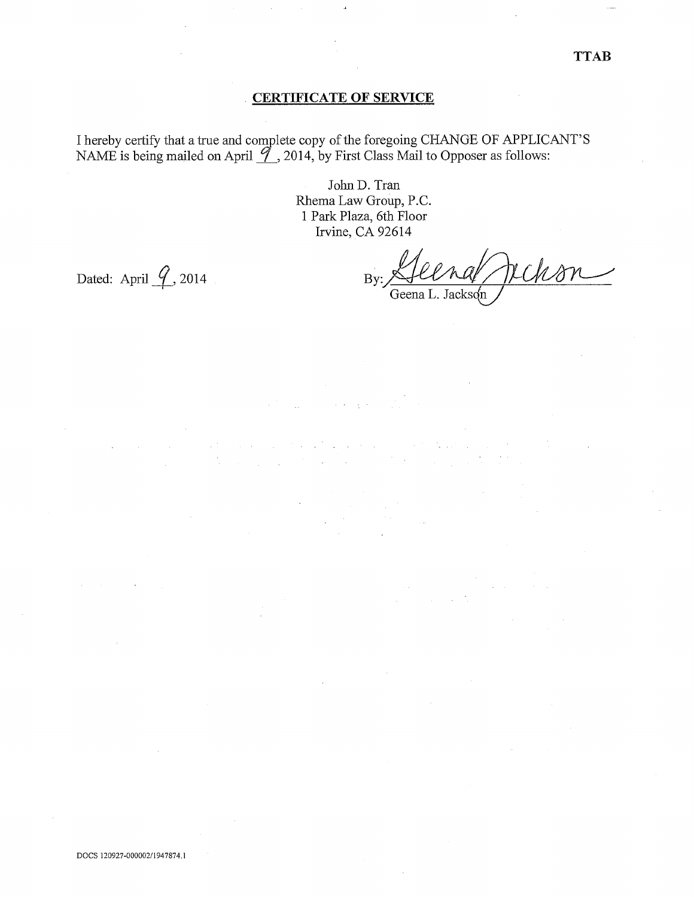TTAB

## CERTIFICATE OF SERVICE

I hereby certify that a true and complete copy of the foregoing CHANGE OF APPLICANT'S NAME is being mailed on April 9, 2014, by First Class Mail to Opposer as follows:

John D. Tran
Rhema Law Group, P.C.
1 Park Plaza, 6th Floor
Irvine, CA 92614

Dated: April 9, 2014

By: Geena Jackson
Geena L. Jackson

DOCS 120927-000002/1947874.1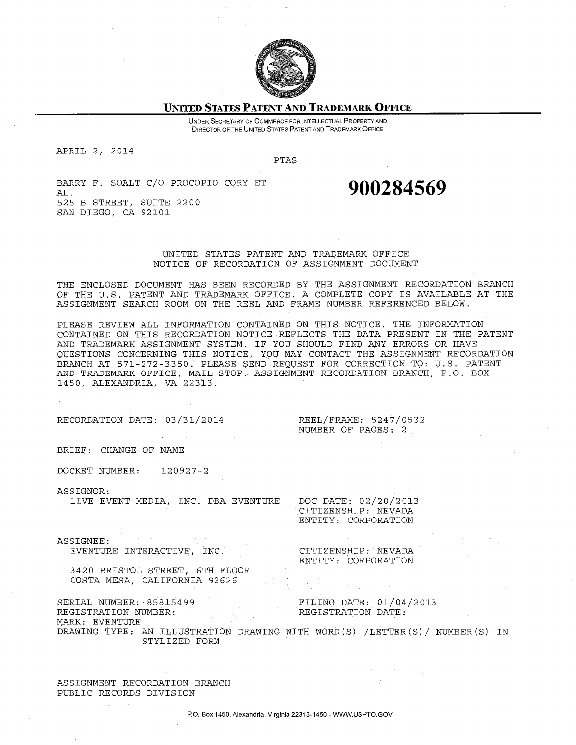**UNITED STATES PATENT AND TRADEMARK OFFICE**

UNDER SECRETARY OF COMMERCE FOR INTELLECTUAL PROPERTY AND DIRECTOR OF THE UNITED STATES PATENT AND TRADEMARK OFFICE

APRIL 2, 2014

PTAS

BARRY F. SOALT C/O PROCOPIO CORY ET AL.
525 B STREET, SUITE 2200
SAN DIEGO, CA 92101

**900284569**

UNITED STATES PATENT AND TRADEMARK OFFICE
NOTICE OF RECORDATION OF ASSIGNMENT DOCUMENT

THE ENCLOSED DOCUMENT HAS BEEN RECORDED BY THE ASSIGNMENT RECORDATION BRANCH OF THE U.S. PATENT AND TRADEMARK OFFICE. A COMPLETE COPY IS AVAILABLE AT THE ASSIGNMENT SEARCH ROOM ON THE REEL AND FRAME NUMBER REFERENCED BELOW.

PLEASE REVIEW ALL INFORMATION CONTAINED ON THIS NOTICE. THE INFORMATION CONTAINED ON THIS RECORDATION NOTICE REFLECTS THE DATA PRESENT IN THE PATENT AND TRADEMARK ASSIGNMENT SYSTEM. IF YOU SHOULD FIND ANY ERRORS OR HAVE QUESTIONS CONCERNING THIS NOTICE, YOU MAY CONTACT THE ASSIGNMENT RECORDATION BRANCH AT 571-272-3350. PLEASE SEND REQUEST FOR CORRECTION TO: U.S. PATENT AND TRADEMARK OFFICE, MAIL STOP: ASSIGNMENT RECORDATION BRANCH, P.O. BOX 1450, ALEXANDRIA, VA 22313.

RECORDATION DATE: 03/31/2014 REEL/FRAME: 5247/0532
NUMBER OF PAGES: 2

BRIEF: CHANGE OF NAME

DOCKET NUMBER: 120927-2

ASSIGNOR:
LIVE EVENT MEDIA, INC. DBA EVENTURE DOC DATE: 02/20/2013
CITIZENSHIP: NEVADA
ENTITY: CORPORATION

ASSIGNEE:
EVENTURE INTERACTIVE, INC. CITIZENSHIP: NEVADA
ENTITY: CORPORATION
3420 BRISTOL STREET, 6TH FLOOR
COSTA MESA, CALIFORNIA 92626

SERIAL NUMBER: 85815499 FILING DATE: 01/04/2013
REGISTRATION NUMBER: REGISTRATION DATE:
MARK: EVENTURE
DRAWING TYPE: AN ILLUSTRATION DRAWING WITH WORD(S) /LETTER(S)/ NUMBER(S) IN STYLIZED FORM

ASSIGNMENT RECORDATION BRANCH
PUBLIC RECORDS DIVISION

P.O. Box 1450, Alexandria, Virginia 22313-1450 - WWW.USPTO.GOV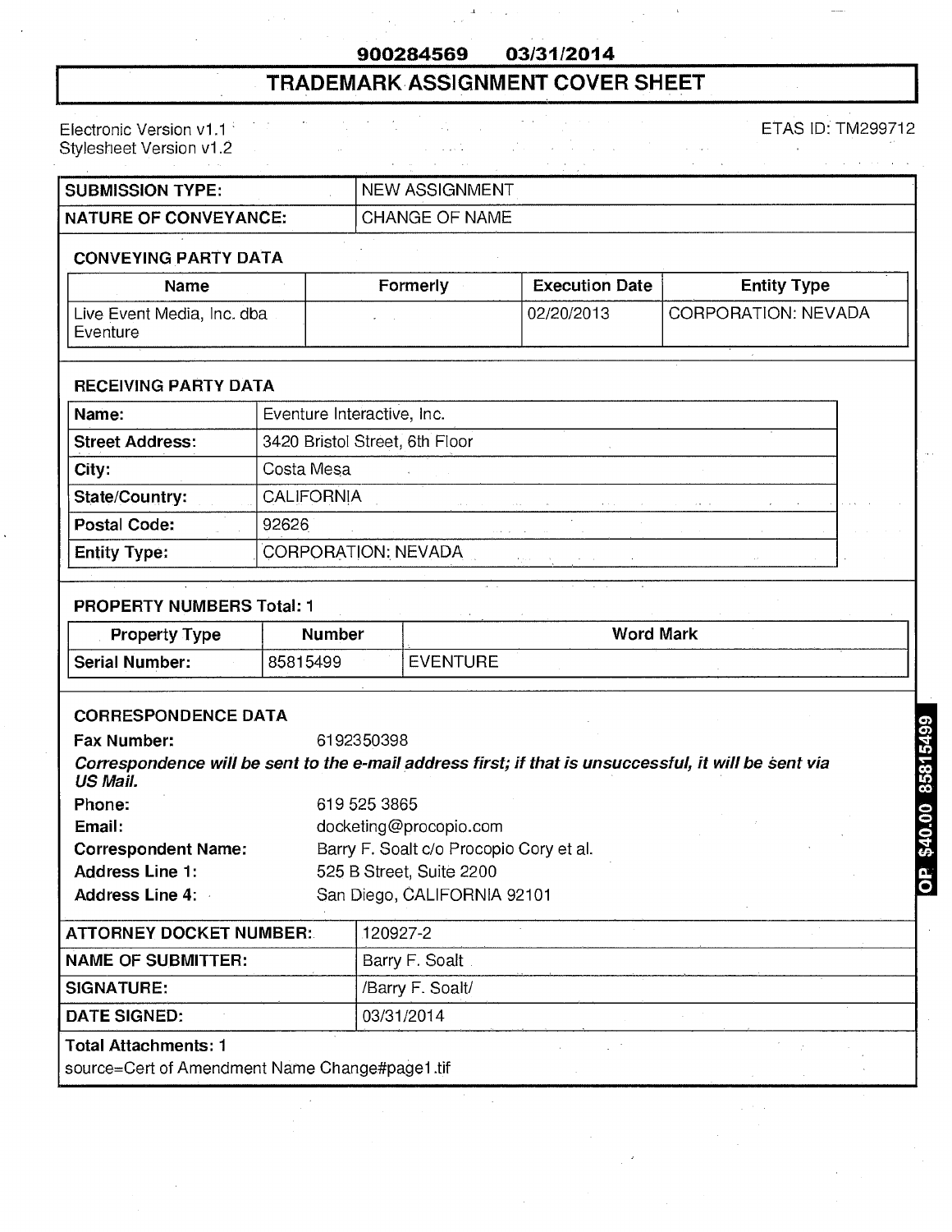**900284569 03/31/2014**

# TRADEMARK ASSIGNMENT COVER SHEET

Electronic Version v1.1
Stylesheet Version v1.2

ETAS ID: TM299712

| | |
|---|---|
| **SUBMISSION TYPE:** | NEW ASSIGNMENT |
| **NATURE OF CONVEYANCE:** | CHANGE OF NAME |

### CONVEYING PARTY DATA

| Name | Formerly | Execution Date | Entity Type |
|---|---|---|---|
| Live Event Media, Inc. dba Eventure | | 02/20/2013 | CORPORATION: NEVADA |

### RECEIVING PARTY DATA

| | |
|---|---|
| **Name:** | Eventure Interactive, Inc. |
| **Street Address:** | 3420 Bristol Street, 6th Floor |
| **City:** | Costa Mesa |
| **State/Country:** | CALIFORNIA |
| **Postal Code:** | 92626 |
| **Entity Type:** | CORPORATION: NEVADA |

### PROPERTY NUMBERS Total: 1

| Property Type | Number | Word Mark |
|---|---|---|
| **Serial Number:** | 85815499 | EVENTURE |

### CORRESPONDENCE DATA

**Fax Number:** 6192350398

***Correspondence will be sent to the e-mail address first; if that is unsuccessful, it will be sent via US Mail.***

**Phone:** 619 525 3865
**Email:** docketing@procopio.com
**Correspondent Name:** Barry F. Soalt c/o Procopio Cory et al.
**Address Line 1:** 525 B Street, Suite 2200
**Address Line 4:** San Diego, CALIFORNIA 92101

| | |
|---|---|
| **ATTORNEY DOCKET NUMBER:** | 120927-2 |
| **NAME OF SUBMITTER:** | Barry F. Soalt |
| **SIGNATURE:** | /Barry F. Soalt/ |
| **DATE SIGNED:** | 03/31/2014 |

**Total Attachments: 1**
source=Cert of Amendment Name Change#page1.tif

OP $40.00 85815499